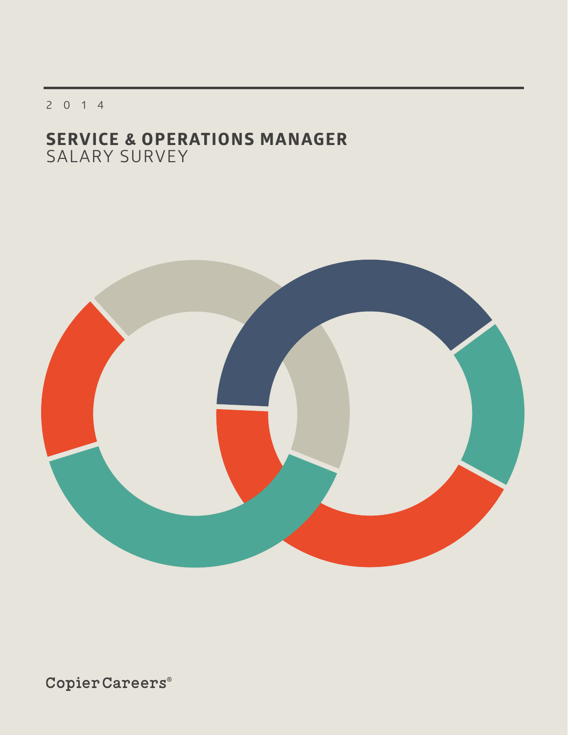2 0 1 4

# SERVICE & OPERATIONS MANAGER
SALARY SURVEY

Copier Careers®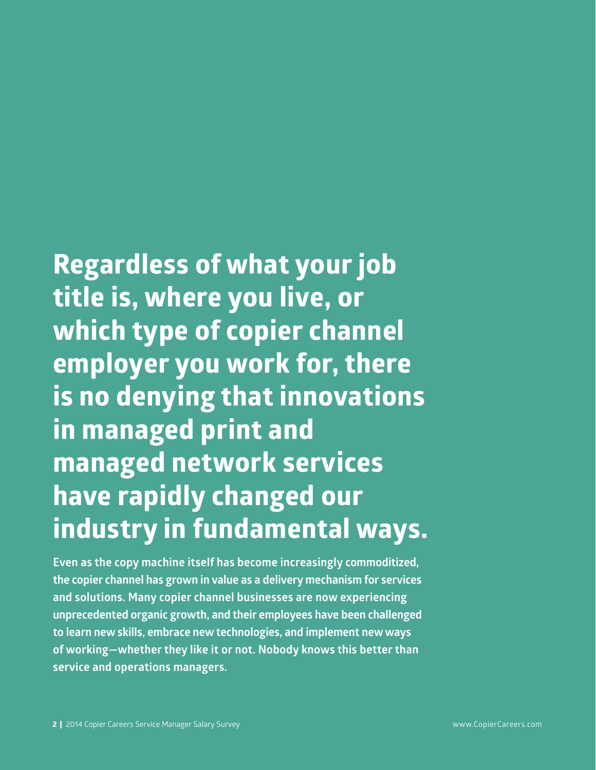# Regardless of what your job title is, where you live, or which type of copier channel employer you work for, there is no denying that innovations in managed print and managed network services have rapidly changed our industry in fundamental ways.

**Even as the copy machine itself has become increasingly commoditized, the copier channel has grown in value as a delivery mechanism for services and solutions. Many copier channel businesses are now experiencing unprecedented organic growth, and their employees have been challenged to learn new skills, embrace new technologies, and implement new ways of working—whether they like it or not. Nobody knows this better than service and operations managers.**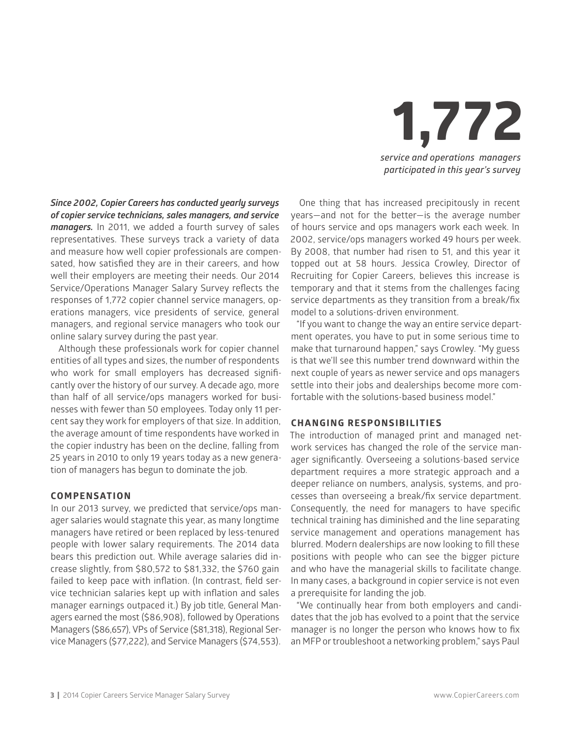# 1,772

*service and operations managers participated in this year's survey*

***Since 2002, Copier Careers has conducted yearly surveys of copier service technicians, sales managers, and service managers.*** In 2011, we added a fourth survey of sales representatives. These surveys track a variety of data and measure how well copier professionals are compensated, how satisfied they are in their careers, and how well their employers are meeting their needs. Our 2014 Service/Operations Manager Salary Survey reflects the responses of 1,772 copier channel service managers, operations managers, vice presidents of service, general managers, and regional service managers who took our online salary survey during the past year.

Although these professionals work for copier channel entities of all types and sizes, the number of respondents who work for small employers has decreased significantly over the history of our survey. A decade ago, more than half of all service/ops managers worked for businesses with fewer than 50 employees. Today only 11 percent say they work for employers of that size. In addition, the average amount of time respondents have worked in the copier industry has been on the decline, falling from 25 years in 2010 to only 19 years today as a new generation of managers has begun to dominate the job.

## COMPENSATION

In our 2013 survey, we predicted that service/ops manager salaries would stagnate this year, as many longtime managers have retired or been replaced by less-tenured people with lower salary requirements. The 2014 data bears this prediction out. While average salaries did increase slightly, from $80,572 to $81,332, the $760 gain failed to keep pace with inflation. (In contrast, field service technician salaries kept up with inflation and sales manager earnings outpaced it.) By job title, General Managers earned the most ($86,908), followed by Operations Managers ($86,657), VPs of Service ($81,318), Regional Service Managers ($77,222), and Service Managers ($74,553).

One thing that has increased precipitously in recent years—and not for the better—is the average number of hours service and ops managers work each week. In 2002, service/ops managers worked 49 hours per week. By 2008, that number had risen to 51, and this year it topped out at 58 hours. Jessica Crowley, Director of Recruiting for Copier Careers, believes this increase is temporary and that it stems from the challenges facing service departments as they transition from a break/fix model to a solutions-driven environment.

"If you want to change the way an entire service department operates, you have to put in some serious time to make that turnaround happen," says Crowley. "My guess is that we'll see this number trend downward within the next couple of years as newer service and ops managers settle into their jobs and dealerships become more comfortable with the solutions-based business model."

## CHANGING RESPONSIBILITIES

The introduction of managed print and managed network services has changed the role of the service manager significantly. Overseeing a solutions-based service department requires a more strategic approach and a deeper reliance on numbers, analysis, systems, and processes than overseeing a break/fix service department. Consequently, the need for managers to have specific technical training has diminished and the line separating service management and operations management has blurred. Modern dealerships are now looking to fill these positions with people who can see the bigger picture and who have the managerial skills to facilitate change. In many cases, a background in copier service is not even a prerequisite for landing the job.

"We continually hear from both employers and candidates that the job has evolved to a point that the service manager is no longer the person who knows how to fix an MFP or troubleshoot a networking problem," says Paul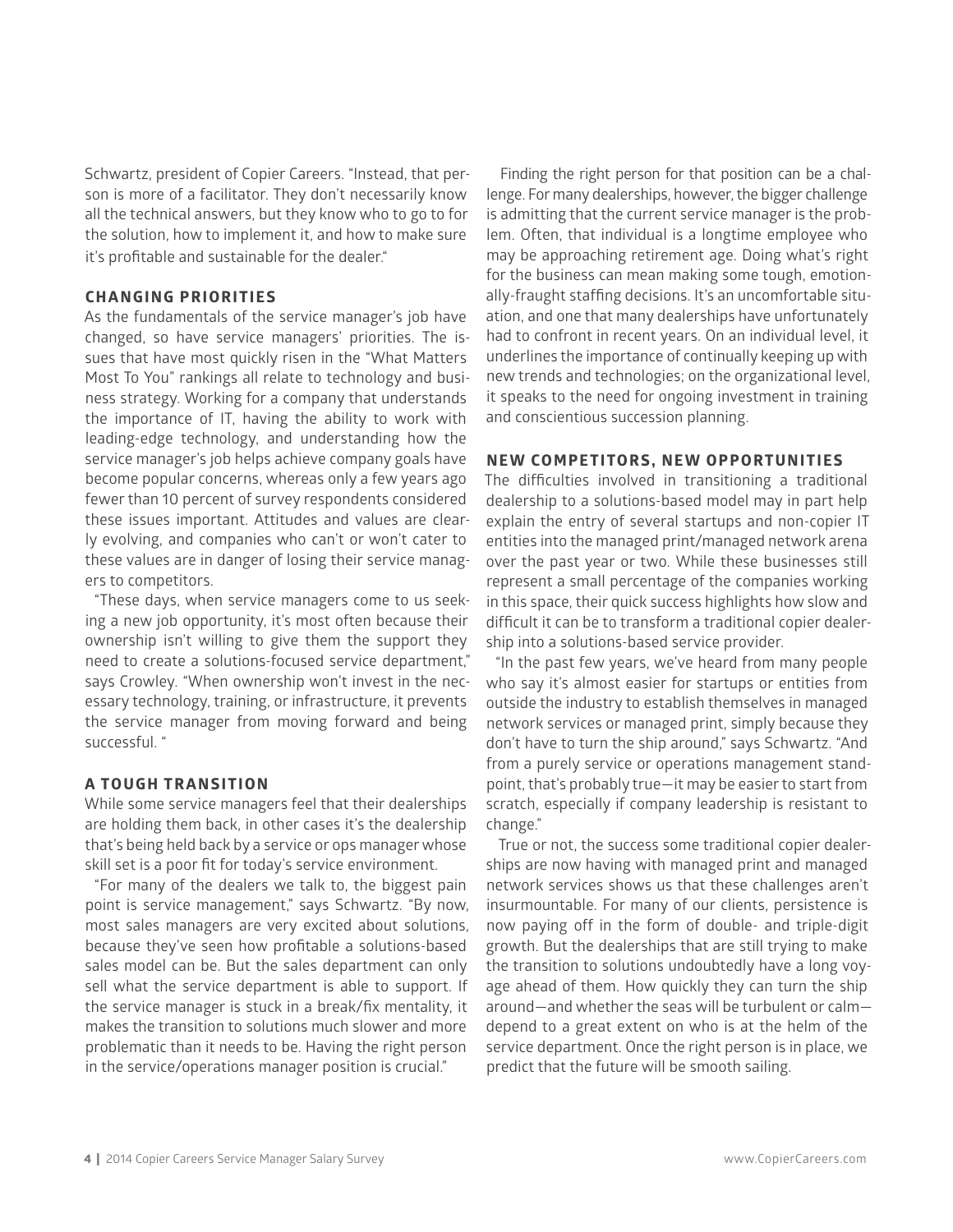Schwartz, president of Copier Careers. "Instead, that person is more of a facilitator. They don't necessarily know all the technical answers, but they know who to go to for the solution, how to implement it, and how to make sure it's profitable and sustainable for the dealer."

## CHANGING PRIORITIES

As the fundamentals of the service manager's job have changed, so have service managers' priorities. The issues that have most quickly risen in the "What Matters Most To You" rankings all relate to technology and business strategy. Working for a company that understands the importance of IT, having the ability to work with leading-edge technology, and understanding how the service manager's job helps achieve company goals have become popular concerns, whereas only a few years ago fewer than 10 percent of survey respondents considered these issues important. Attitudes and values are clearly evolving, and companies who can't or won't cater to these values are in danger of losing their service managers to competitors.

"These days, when service managers come to us seeking a new job opportunity, it's most often because their ownership isn't willing to give them the support they need to create a solutions-focused service department," says Crowley. "When ownership won't invest in the necessary technology, training, or infrastructure, it prevents the service manager from moving forward and being successful."

## A TOUGH TRANSITION

While some service managers feel that their dealerships are holding them back, in other cases it's the dealership that's being held back by a service or ops manager whose skill set is a poor fit for today's service environment.

"For many of the dealers we talk to, the biggest pain point is service management," says Schwartz. "By now, most sales managers are very excited about solutions, because they've seen how profitable a solutions-based sales model can be. But the sales department can only sell what the service department is able to support. If the service manager is stuck in a break/fix mentality, it makes the transition to solutions much slower and more problematic than it needs to be. Having the right person in the service/operations manager position is crucial."

Finding the right person for that position can be a challenge. For many dealerships, however, the bigger challenge is admitting that the current service manager is the problem. Often, that individual is a longtime employee who may be approaching retirement age. Doing what's right for the business can mean making some tough, emotionally-fraught staffing decisions. It's an uncomfortable situation, and one that many dealerships have unfortunately had to confront in recent years. On an individual level, it underlines the importance of continually keeping up with new trends and technologies; on the organizational level, it speaks to the need for ongoing investment in training and conscientious succession planning.

## NEW COMPETITORS, NEW OPPORTUNITIES

The difficulties involved in transitioning a traditional dealership to a solutions-based model may in part help explain the entry of several startups and non-copier IT entities into the managed print/managed network arena over the past year or two. While these businesses still represent a small percentage of the companies working in this space, their quick success highlights how slow and difficult it can be to transform a traditional copier dealership into a solutions-based service provider.

"In the past few years, we've heard from many people who say it's almost easier for startups or entities from outside the industry to establish themselves in managed network services or managed print, simply because they don't have to turn the ship around," says Schwartz. "And from a purely service or operations management standpoint, that's probably true—it may be easier to start from scratch, especially if company leadership is resistant to change."

True or not, the success some traditional copier dealerships are now having with managed print and managed network services shows us that these challenges aren't insurmountable. For many of our clients, persistence is now paying off in the form of double- and triple-digit growth. But the dealerships that are still trying to make the transition to solutions undoubtedly have a long voyage ahead of them. How quickly they can turn the ship around—and whether the seas will be turbulent or calm—depend to a great extent on who is at the helm of the service department. Once the right person is in place, we predict that the future will be smooth sailing.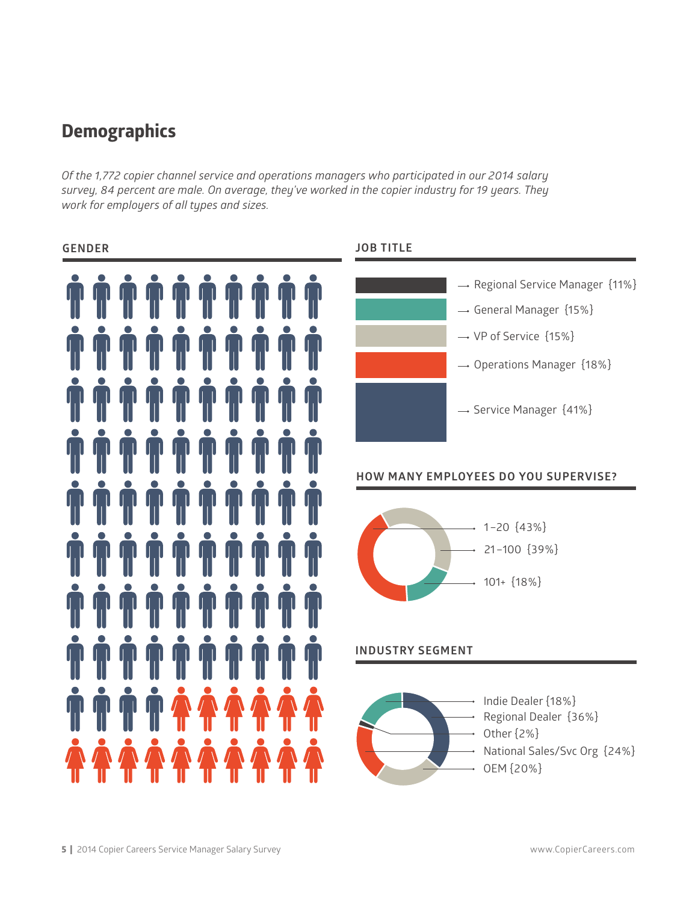# Demographics

*Of the 1,772 copier channel service and operations managers who participated in our 2014 salary survey, 84 percent are male. On average, they've worked in the copier industry for 19 years. They work for employers of all types and sizes.*

## GENDER

## JOB TITLE

- Regional Service Manager {11%}
- General Manager {15%}
- VP of Service {15%}
- Operations Manager {18%}
- Service Manager {41%}

## HOW MANY EMPLOYEES DO YOU SUPERVISE?

- 1–20 {43%}
- 21–100 {39%}
- 101+ {18%}

## INDUSTRY SEGMENT

- Indie Dealer {18%}
- Regional Dealer {36%}
- Other {2%}
- National Sales/Svc Org {24%}
- OEM {20%}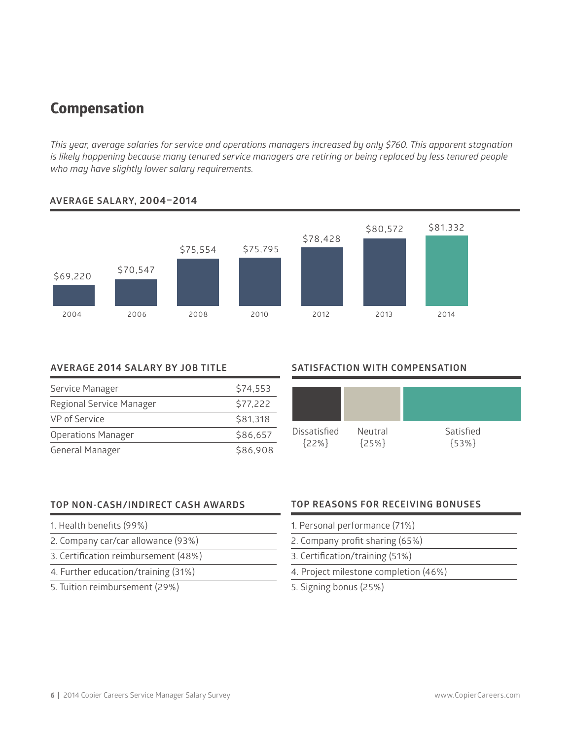## Compensation

*This year, average salaries for service and operations managers increased by only $760. This apparent stagnation is likely happening because many tenured service managers are retiring or being replaced by less tenured people who may have slightly lower salary requirements.*

### AVERAGE SALARY, 2004–2014

| Year | Average Salary |
|---|---|
| 2004 | $69,220 |
| 2006 | $70,547 |
| 2008 | $75,554 |
| 2010 | $75,795 |
| 2012 | $78,428 |
| 2013 | $80,572 |
| 2014 | $81,332 |

### AVERAGE 2014 SALARY BY JOB TITLE

| Job Title | Salary |
|---|---|
| Service Manager | $74,553 |
| Regional Service Manager | $77,222 |
| VP of Service | $81,318 |
| Operations Manager | $86,657 |
| General Manager | $86,908 |

### SATISFACTION WITH COMPENSATION

| Dissatisfied | Neutral | Satisfied |
|---|---|---|
| {22%} | {25%} | {53%} |

### TOP NON-CASH/INDIRECT CASH AWARDS

1. Health benefits (99%)
2. Company car/car allowance (93%)
3. Certification reimbursement (48%)
4. Further education/training (31%)
5. Tuition reimbursement (29%)

### TOP REASONS FOR RECEIVING BONUSES

1. Personal performance (71%)
2. Company profit sharing (65%)
3. Certification/training (51%)
4. Project milestone completion (46%)
5. Signing bonus (25%)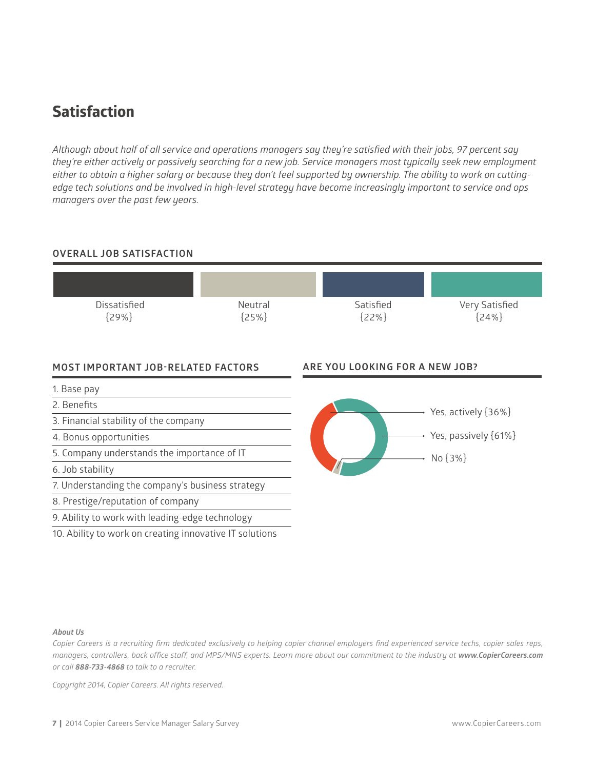# Satisfaction

*Although about half of all service and operations managers say they're satisfied with their jobs, 97 percent say they're either actively or passively searching for a new job. Service managers most typically seek new employment either to obtain a higher salary or because they don't feel supported by ownership. The ability to work on cutting-edge tech solutions and be involved in high-level strategy have become increasingly important to service and ops managers over the past few years.*

## OVERALL JOB SATISFACTION

Dissatisfied {29%}

Neutral {25%}

Satisfied {22%}

Very Satisfied {24%}

## MOST IMPORTANT JOB-RELATED FACTORS

1. Base pay
2. Benefits
3. Financial stability of the company
4. Bonus opportunities
5. Company understands the importance of IT
6. Job stability
7. Understanding the company's business strategy
8. Prestige/reputation of company
9. Ability to work with leading-edge technology
10. Ability to work on creating innovative IT solutions

## ARE YOU LOOKING FOR A NEW JOB?

Yes, actively {36%}

Yes, passively {61%}

No {3%}

***About Us***

*Copier Careers is a recruiting firm dedicated exclusively to helping copier channel employers find experienced service techs, copier sales reps, managers, controllers, back office staff, and MPS/MNS experts. Learn more about our commitment to the industry at **www.CopierCareers.com** or call **888-733-4868** to talk to a recruiter.*

*Copyright 2014, Copier Careers. All rights reserved.*